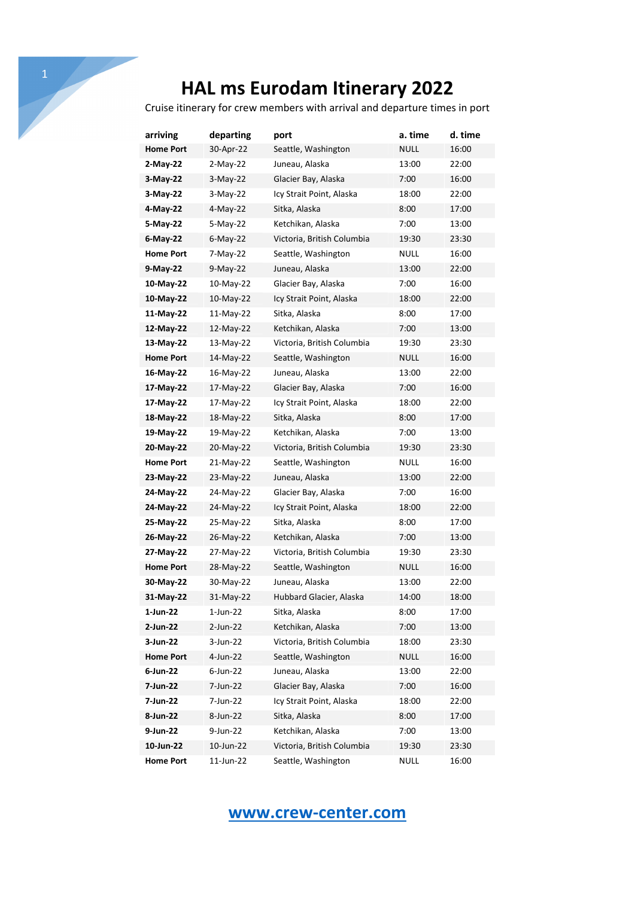# HAL ms Eurodam Itinerary 2022

Cruise itinerary for crew members with arrival and departure times in port

| arriving | departing | port | a. time | d. time |
|---|---|---|---|---|
| **Home Port** | 30-Apr-22 | Seattle, Washington | NULL | 16:00 |
| **2-May-22** | 2-May-22 | Juneau, Alaska | 13:00 | 22:00 |
| **3-May-22** | 3-May-22 | Glacier Bay, Alaska | 7:00 | 16:00 |
| **3-May-22** | 3-May-22 | Icy Strait Point, Alaska | 18:00 | 22:00 |
| **4-May-22** | 4-May-22 | Sitka, Alaska | 8:00 | 17:00 |
| **5-May-22** | 5-May-22 | Ketchikan, Alaska | 7:00 | 13:00 |
| **6-May-22** | 6-May-22 | Victoria, British Columbia | 19:30 | 23:30 |
| **Home Port** | 7-May-22 | Seattle, Washington | NULL | 16:00 |
| **9-May-22** | 9-May-22 | Juneau, Alaska | 13:00 | 22:00 |
| **10-May-22** | 10-May-22 | Glacier Bay, Alaska | 7:00 | 16:00 |
| **10-May-22** | 10-May-22 | Icy Strait Point, Alaska | 18:00 | 22:00 |
| **11-May-22** | 11-May-22 | Sitka, Alaska | 8:00 | 17:00 |
| **12-May-22** | 12-May-22 | Ketchikan, Alaska | 7:00 | 13:00 |
| **13-May-22** | 13-May-22 | Victoria, British Columbia | 19:30 | 23:30 |
| **Home Port** | 14-May-22 | Seattle, Washington | NULL | 16:00 |
| **16-May-22** | 16-May-22 | Juneau, Alaska | 13:00 | 22:00 |
| **17-May-22** | 17-May-22 | Glacier Bay, Alaska | 7:00 | 16:00 |
| **17-May-22** | 17-May-22 | Icy Strait Point, Alaska | 18:00 | 22:00 |
| **18-May-22** | 18-May-22 | Sitka, Alaska | 8:00 | 17:00 |
| **19-May-22** | 19-May-22 | Ketchikan, Alaska | 7:00 | 13:00 |
| **20-May-22** | 20-May-22 | Victoria, British Columbia | 19:30 | 23:30 |
| **Home Port** | 21-May-22 | Seattle, Washington | NULL | 16:00 |
| **23-May-22** | 23-May-22 | Juneau, Alaska | 13:00 | 22:00 |
| **24-May-22** | 24-May-22 | Glacier Bay, Alaska | 7:00 | 16:00 |
| **24-May-22** | 24-May-22 | Icy Strait Point, Alaska | 18:00 | 22:00 |
| **25-May-22** | 25-May-22 | Sitka, Alaska | 8:00 | 17:00 |
| **26-May-22** | 26-May-22 | Ketchikan, Alaska | 7:00 | 13:00 |
| **27-May-22** | 27-May-22 | Victoria, British Columbia | 19:30 | 23:30 |
| **Home Port** | 28-May-22 | Seattle, Washington | NULL | 16:00 |
| **30-May-22** | 30-May-22 | Juneau, Alaska | 13:00 | 22:00 |
| **31-May-22** | 31-May-22 | Hubbard Glacier, Alaska | 14:00 | 18:00 |
| **1-Jun-22** | 1-Jun-22 | Sitka, Alaska | 8:00 | 17:00 |
| **2-Jun-22** | 2-Jun-22 | Ketchikan, Alaska | 7:00 | 13:00 |
| **3-Jun-22** | 3-Jun-22 | Victoria, British Columbia | 18:00 | 23:30 |
| **Home Port** | 4-Jun-22 | Seattle, Washington | NULL | 16:00 |
| **6-Jun-22** | 6-Jun-22 | Juneau, Alaska | 13:00 | 22:00 |
| **7-Jun-22** | 7-Jun-22 | Glacier Bay, Alaska | 7:00 | 16:00 |
| **7-Jun-22** | 7-Jun-22 | Icy Strait Point, Alaska | 18:00 | 22:00 |
| **8-Jun-22** | 8-Jun-22 | Sitka, Alaska | 8:00 | 17:00 |
| **9-Jun-22** | 9-Jun-22 | Ketchikan, Alaska | 7:00 | 13:00 |
| **10-Jun-22** | 10-Jun-22 | Victoria, British Columbia | 19:30 | 23:30 |
| **Home Port** | 11-Jun-22 | Seattle, Washington | NULL | 16:00 |

[www.crew-center.com](http://www.crew-center.com)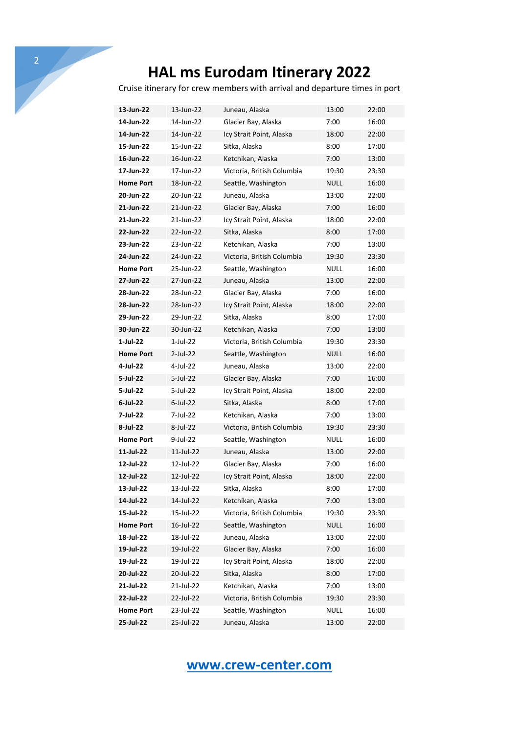# HAL ms Eurodam Itinerary 2022

Cruise itinerary for crew members with arrival and departure times in port

| | | | | |
|---|---|---|---|---|
| **13-Jun-22** | 13-Jun-22 | Juneau, Alaska | 13:00 | 22:00 |
| **14-Jun-22** | 14-Jun-22 | Glacier Bay, Alaska | 7:00 | 16:00 |
| **14-Jun-22** | 14-Jun-22 | Icy Strait Point, Alaska | 18:00 | 22:00 |
| **15-Jun-22** | 15-Jun-22 | Sitka, Alaska | 8:00 | 17:00 |
| **16-Jun-22** | 16-Jun-22 | Ketchikan, Alaska | 7:00 | 13:00 |
| **17-Jun-22** | 17-Jun-22 | Victoria, British Columbia | 19:30 | 23:30 |
| **Home Port** | 18-Jun-22 | Seattle, Washington | NULL | 16:00 |
| **20-Jun-22** | 20-Jun-22 | Juneau, Alaska | 13:00 | 22:00 |
| **21-Jun-22** | 21-Jun-22 | Glacier Bay, Alaska | 7:00 | 16:00 |
| **21-Jun-22** | 21-Jun-22 | Icy Strait Point, Alaska | 18:00 | 22:00 |
| **22-Jun-22** | 22-Jun-22 | Sitka, Alaska | 8:00 | 17:00 |
| **23-Jun-22** | 23-Jun-22 | Ketchikan, Alaska | 7:00 | 13:00 |
| **24-Jun-22** | 24-Jun-22 | Victoria, British Columbia | 19:30 | 23:30 |
| **Home Port** | 25-Jun-22 | Seattle, Washington | NULL | 16:00 |
| **27-Jun-22** | 27-Jun-22 | Juneau, Alaska | 13:00 | 22:00 |
| **28-Jun-22** | 28-Jun-22 | Glacier Bay, Alaska | 7:00 | 16:00 |
| **28-Jun-22** | 28-Jun-22 | Icy Strait Point, Alaska | 18:00 | 22:00 |
| **29-Jun-22** | 29-Jun-22 | Sitka, Alaska | 8:00 | 17:00 |
| **30-Jun-22** | 30-Jun-22 | Ketchikan, Alaska | 7:00 | 13:00 |
| **1-Jul-22** | 1-Jul-22 | Victoria, British Columbia | 19:30 | 23:30 |
| **Home Port** | 2-Jul-22 | Seattle, Washington | NULL | 16:00 |
| **4-Jul-22** | 4-Jul-22 | Juneau, Alaska | 13:00 | 22:00 |
| **5-Jul-22** | 5-Jul-22 | Glacier Bay, Alaska | 7:00 | 16:00 |
| **5-Jul-22** | 5-Jul-22 | Icy Strait Point, Alaska | 18:00 | 22:00 |
| **6-Jul-22** | 6-Jul-22 | Sitka, Alaska | 8:00 | 17:00 |
| **7-Jul-22** | 7-Jul-22 | Ketchikan, Alaska | 7:00 | 13:00 |
| **8-Jul-22** | 8-Jul-22 | Victoria, British Columbia | 19:30 | 23:30 |
| **Home Port** | 9-Jul-22 | Seattle, Washington | NULL | 16:00 |
| **11-Jul-22** | 11-Jul-22 | Juneau, Alaska | 13:00 | 22:00 |
| **12-Jul-22** | 12-Jul-22 | Glacier Bay, Alaska | 7:00 | 16:00 |
| **12-Jul-22** | 12-Jul-22 | Icy Strait Point, Alaska | 18:00 | 22:00 |
| **13-Jul-22** | 13-Jul-22 | Sitka, Alaska | 8:00 | 17:00 |
| **14-Jul-22** | 14-Jul-22 | Ketchikan, Alaska | 7:00 | 13:00 |
| **15-Jul-22** | 15-Jul-22 | Victoria, British Columbia | 19:30 | 23:30 |
| **Home Port** | 16-Jul-22 | Seattle, Washington | NULL | 16:00 |
| **18-Jul-22** | 18-Jul-22 | Juneau, Alaska | 13:00 | 22:00 |
| **19-Jul-22** | 19-Jul-22 | Glacier Bay, Alaska | 7:00 | 16:00 |
| **19-Jul-22** | 19-Jul-22 | Icy Strait Point, Alaska | 18:00 | 22:00 |
| **20-Jul-22** | 20-Jul-22 | Sitka, Alaska | 8:00 | 17:00 |
| **21-Jul-22** | 21-Jul-22 | Ketchikan, Alaska | 7:00 | 13:00 |
| **22-Jul-22** | 22-Jul-22 | Victoria, British Columbia | 19:30 | 23:30 |
| **Home Port** | 23-Jul-22 | Seattle, Washington | NULL | 16:00 |
| **25-Jul-22** | 25-Jul-22 | Juneau, Alaska | 13:00 | 22:00 |

[www.crew-center.com](http://www.crew-center.com)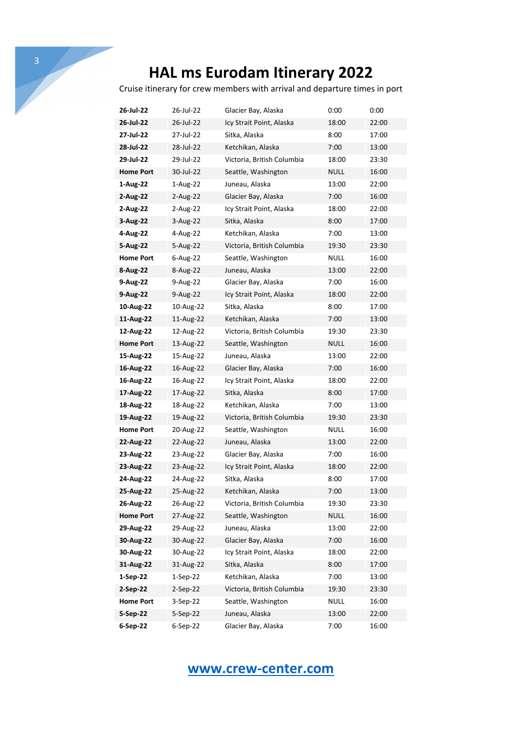# HAL ms Eurodam Itinerary 2022

Cruise itinerary for crew members with arrival and departure times in port

| | | | | |
|---|---|---|---|---|
| **26-Jul-22** | 26-Jul-22 | Glacier Bay, Alaska | 0:00 | 0:00 |
| **26-Jul-22** | 26-Jul-22 | Icy Strait Point, Alaska | 18:00 | 22:00 |
| **27-Jul-22** | 27-Jul-22 | Sitka, Alaska | 8:00 | 17:00 |
| **28-Jul-22** | 28-Jul-22 | Ketchikan, Alaska | 7:00 | 13:00 |
| **29-Jul-22** | 29-Jul-22 | Victoria, British Columbia | 18:00 | 23:30 |
| **Home Port** | 30-Jul-22 | Seattle, Washington | NULL | 16:00 |
| **1-Aug-22** | 1-Aug-22 | Juneau, Alaska | 13:00 | 22:00 |
| **2-Aug-22** | 2-Aug-22 | Glacier Bay, Alaska | 7:00 | 16:00 |
| **2-Aug-22** | 2-Aug-22 | Icy Strait Point, Alaska | 18:00 | 22:00 |
| **3-Aug-22** | 3-Aug-22 | Sitka, Alaska | 8:00 | 17:00 |
| **4-Aug-22** | 4-Aug-22 | Ketchikan, Alaska | 7:00 | 13:00 |
| **5-Aug-22** | 5-Aug-22 | Victoria, British Columbia | 19:30 | 23:30 |
| **Home Port** | 6-Aug-22 | Seattle, Washington | NULL | 16:00 |
| **8-Aug-22** | 8-Aug-22 | Juneau, Alaska | 13:00 | 22:00 |
| **9-Aug-22** | 9-Aug-22 | Glacier Bay, Alaska | 7:00 | 16:00 |
| **9-Aug-22** | 9-Aug-22 | Icy Strait Point, Alaska | 18:00 | 22:00 |
| **10-Aug-22** | 10-Aug-22 | Sitka, Alaska | 8:00 | 17:00 |
| **11-Aug-22** | 11-Aug-22 | Ketchikan, Alaska | 7:00 | 13:00 |
| **12-Aug-22** | 12-Aug-22 | Victoria, British Columbia | 19:30 | 23:30 |
| **Home Port** | 13-Aug-22 | Seattle, Washington | NULL | 16:00 |
| **15-Aug-22** | 15-Aug-22 | Juneau, Alaska | 13:00 | 22:00 |
| **16-Aug-22** | 16-Aug-22 | Glacier Bay, Alaska | 7:00 | 16:00 |
| **16-Aug-22** | 16-Aug-22 | Icy Strait Point, Alaska | 18:00 | 22:00 |
| **17-Aug-22** | 17-Aug-22 | Sitka, Alaska | 8:00 | 17:00 |
| **18-Aug-22** | 18-Aug-22 | Ketchikan, Alaska | 7:00 | 13:00 |
| **19-Aug-22** | 19-Aug-22 | Victoria, British Columbia | 19:30 | 23:30 |
| **Home Port** | 20-Aug-22 | Seattle, Washington | NULL | 16:00 |
| **22-Aug-22** | 22-Aug-22 | Juneau, Alaska | 13:00 | 22:00 |
| **23-Aug-22** | 23-Aug-22 | Glacier Bay, Alaska | 7:00 | 16:00 |
| **23-Aug-22** | 23-Aug-22 | Icy Strait Point, Alaska | 18:00 | 22:00 |
| **24-Aug-22** | 24-Aug-22 | Sitka, Alaska | 8:00 | 17:00 |
| **25-Aug-22** | 25-Aug-22 | Ketchikan, Alaska | 7:00 | 13:00 |
| **26-Aug-22** | 26-Aug-22 | Victoria, British Columbia | 19:30 | 23:30 |
| **Home Port** | 27-Aug-22 | Seattle, Washington | NULL | 16:00 |
| **29-Aug-22** | 29-Aug-22 | Juneau, Alaska | 13:00 | 22:00 |
| **30-Aug-22** | 30-Aug-22 | Glacier Bay, Alaska | 7:00 | 16:00 |
| **30-Aug-22** | 30-Aug-22 | Icy Strait Point, Alaska | 18:00 | 22:00 |
| **31-Aug-22** | 31-Aug-22 | Sitka, Alaska | 8:00 | 17:00 |
| **1-Sep-22** | 1-Sep-22 | Ketchikan, Alaska | 7:00 | 13:00 |
| **2-Sep-22** | 2-Sep-22 | Victoria, British Columbia | 19:30 | 23:30 |
| **Home Port** | 3-Sep-22 | Seattle, Washington | NULL | 16:00 |
| **5-Sep-22** | 5-Sep-22 | Juneau, Alaska | 13:00 | 22:00 |
| **6-Sep-22** | 6-Sep-22 | Glacier Bay, Alaska | 7:00 | 16:00 |

[www.crew-center.com](http://www.crew-center.com)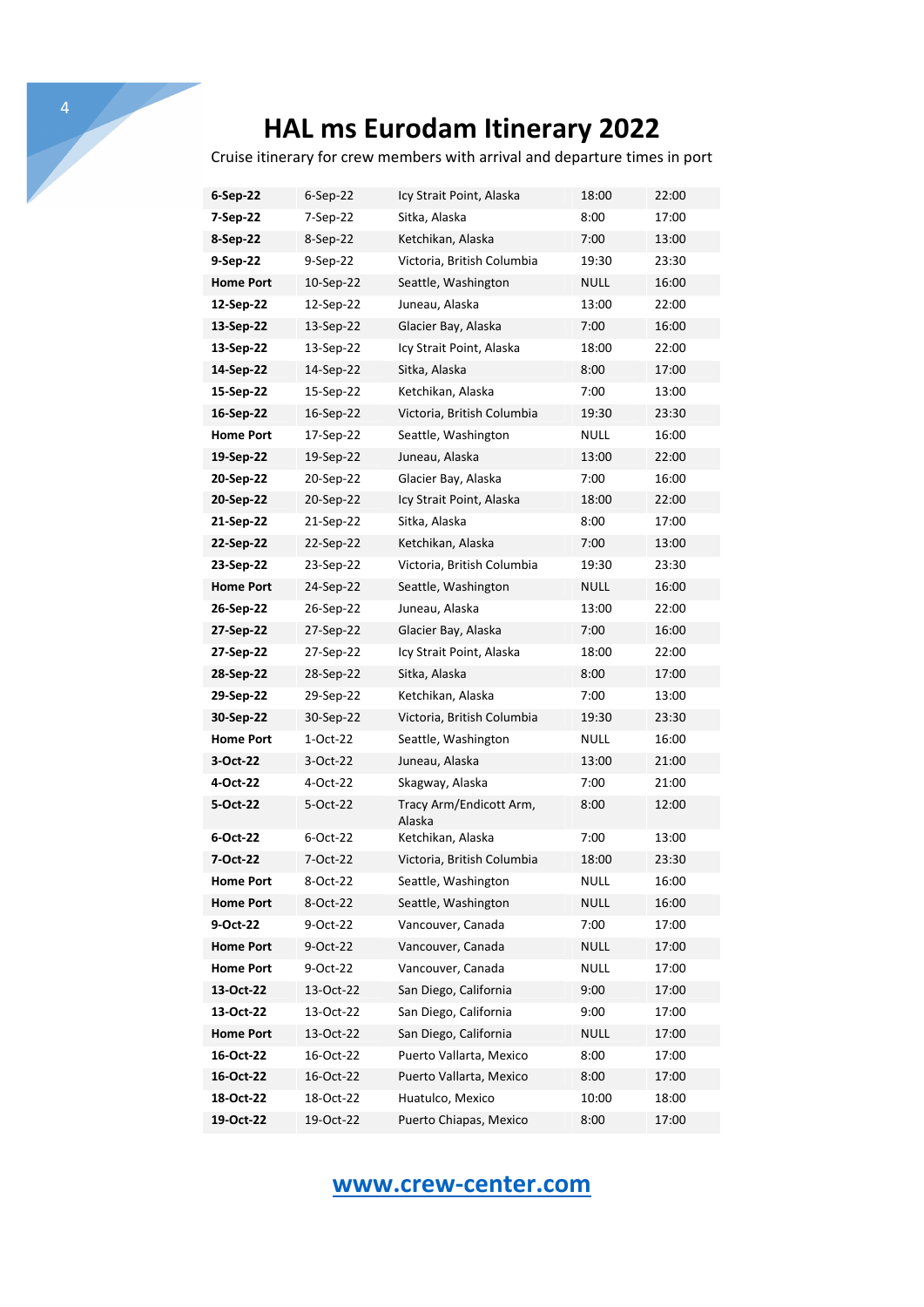# HAL ms Eurodam Itinerary 2022

Cruise itinerary for crew members with arrival and departure times in port

| | | | | |
|---|---|---|---|---|
| **6-Sep-22** | 6-Sep-22 | Icy Strait Point, Alaska | 18:00 | 22:00 |
| **7-Sep-22** | 7-Sep-22 | Sitka, Alaska | 8:00 | 17:00 |
| **8-Sep-22** | 8-Sep-22 | Ketchikan, Alaska | 7:00 | 13:00 |
| **9-Sep-22** | 9-Sep-22 | Victoria, British Columbia | 19:30 | 23:30 |
| **Home Port** | 10-Sep-22 | Seattle, Washington | NULL | 16:00 |
| **12-Sep-22** | 12-Sep-22 | Juneau, Alaska | 13:00 | 22:00 |
| **13-Sep-22** | 13-Sep-22 | Glacier Bay, Alaska | 7:00 | 16:00 |
| **13-Sep-22** | 13-Sep-22 | Icy Strait Point, Alaska | 18:00 | 22:00 |
| **14-Sep-22** | 14-Sep-22 | Sitka, Alaska | 8:00 | 17:00 |
| **15-Sep-22** | 15-Sep-22 | Ketchikan, Alaska | 7:00 | 13:00 |
| **16-Sep-22** | 16-Sep-22 | Victoria, British Columbia | 19:30 | 23:30 |
| **Home Port** | 17-Sep-22 | Seattle, Washington | NULL | 16:00 |
| **19-Sep-22** | 19-Sep-22 | Juneau, Alaska | 13:00 | 22:00 |
| **20-Sep-22** | 20-Sep-22 | Glacier Bay, Alaska | 7:00 | 16:00 |
| **20-Sep-22** | 20-Sep-22 | Icy Strait Point, Alaska | 18:00 | 22:00 |
| **21-Sep-22** | 21-Sep-22 | Sitka, Alaska | 8:00 | 17:00 |
| **22-Sep-22** | 22-Sep-22 | Ketchikan, Alaska | 7:00 | 13:00 |
| **23-Sep-22** | 23-Sep-22 | Victoria, British Columbia | 19:30 | 23:30 |
| **Home Port** | 24-Sep-22 | Seattle, Washington | NULL | 16:00 |
| **26-Sep-22** | 26-Sep-22 | Juneau, Alaska | 13:00 | 22:00 |
| **27-Sep-22** | 27-Sep-22 | Glacier Bay, Alaska | 7:00 | 16:00 |
| **27-Sep-22** | 27-Sep-22 | Icy Strait Point, Alaska | 18:00 | 22:00 |
| **28-Sep-22** | 28-Sep-22 | Sitka, Alaska | 8:00 | 17:00 |
| **29-Sep-22** | 29-Sep-22 | Ketchikan, Alaska | 7:00 | 13:00 |
| **30-Sep-22** | 30-Sep-22 | Victoria, British Columbia | 19:30 | 23:30 |
| **Home Port** | 1-Oct-22 | Seattle, Washington | NULL | 16:00 |
| **3-Oct-22** | 3-Oct-22 | Juneau, Alaska | 13:00 | 21:00 |
| **4-Oct-22** | 4-Oct-22 | Skagway, Alaska | 7:00 | 21:00 |
| **5-Oct-22** | 5-Oct-22 | Tracy Arm/Endicott Arm, Alaska | 8:00 | 12:00 |
| **6-Oct-22** | 6-Oct-22 | Ketchikan, Alaska | 7:00 | 13:00 |
| **7-Oct-22** | 7-Oct-22 | Victoria, British Columbia | 18:00 | 23:30 |
| **Home Port** | 8-Oct-22 | Seattle, Washington | NULL | 16:00 |
| **Home Port** | 8-Oct-22 | Seattle, Washington | NULL | 16:00 |
| **9-Oct-22** | 9-Oct-22 | Vancouver, Canada | 7:00 | 17:00 |
| **Home Port** | 9-Oct-22 | Vancouver, Canada | NULL | 17:00 |
| **Home Port** | 9-Oct-22 | Vancouver, Canada | NULL | 17:00 |
| **13-Oct-22** | 13-Oct-22 | San Diego, California | 9:00 | 17:00 |
| **13-Oct-22** | 13-Oct-22 | San Diego, California | 9:00 | 17:00 |
| **Home Port** | 13-Oct-22 | San Diego, California | NULL | 17:00 |
| **16-Oct-22** | 16-Oct-22 | Puerto Vallarta, Mexico | 8:00 | 17:00 |
| **16-Oct-22** | 16-Oct-22 | Puerto Vallarta, Mexico | 8:00 | 17:00 |
| **18-Oct-22** | 18-Oct-22 | Huatulco, Mexico | 10:00 | 18:00 |
| **19-Oct-22** | 19-Oct-22 | Puerto Chiapas, Mexico | 8:00 | 17:00 |

**www.crew-center.com**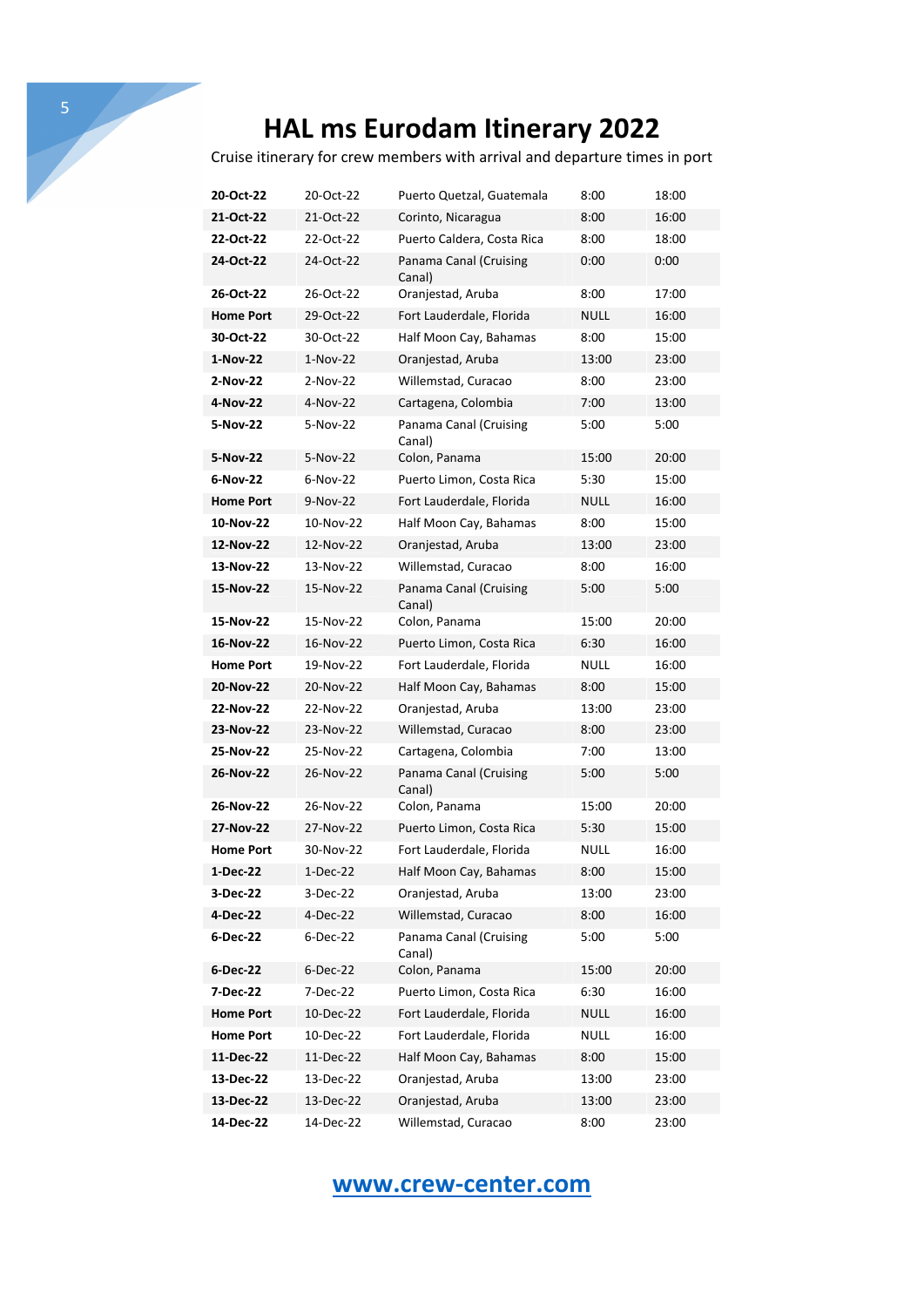# HAL ms Eurodam Itinerary 2022

Cruise itinerary for crew members with arrival and departure times in port

| | | | | |
|---|---|---|---|---|
| **20-Oct-22** | 20-Oct-22 | Puerto Quetzal, Guatemala | 8:00 | 18:00 |
| **21-Oct-22** | 21-Oct-22 | Corinto, Nicaragua | 8:00 | 16:00 |
| **22-Oct-22** | 22-Oct-22 | Puerto Caldera, Costa Rica | 8:00 | 18:00 |
| **24-Oct-22** | 24-Oct-22 | Panama Canal (Cruising Canal) | 0:00 | 0:00 |
| **26-Oct-22** | 26-Oct-22 | Oranjestad, Aruba | 8:00 | 17:00 |
| **Home Port** | 29-Oct-22 | Fort Lauderdale, Florida | NULL | 16:00 |
| **30-Oct-22** | 30-Oct-22 | Half Moon Cay, Bahamas | 8:00 | 15:00 |
| **1-Nov-22** | 1-Nov-22 | Oranjestad, Aruba | 13:00 | 23:00 |
| **2-Nov-22** | 2-Nov-22 | Willemstad, Curacao | 8:00 | 23:00 |
| **4-Nov-22** | 4-Nov-22 | Cartagena, Colombia | 7:00 | 13:00 |
| **5-Nov-22** | 5-Nov-22 | Panama Canal (Cruising Canal) | 5:00 | 5:00 |
| **5-Nov-22** | 5-Nov-22 | Colon, Panama | 15:00 | 20:00 |
| **6-Nov-22** | 6-Nov-22 | Puerto Limon, Costa Rica | 5:30 | 15:00 |
| **Home Port** | 9-Nov-22 | Fort Lauderdale, Florida | NULL | 16:00 |
| **10-Nov-22** | 10-Nov-22 | Half Moon Cay, Bahamas | 8:00 | 15:00 |
| **12-Nov-22** | 12-Nov-22 | Oranjestad, Aruba | 13:00 | 23:00 |
| **13-Nov-22** | 13-Nov-22 | Willemstad, Curacao | 8:00 | 16:00 |
| **15-Nov-22** | 15-Nov-22 | Panama Canal (Cruising Canal) | 5:00 | 5:00 |
| **15-Nov-22** | 15-Nov-22 | Colon, Panama | 15:00 | 20:00 |
| **16-Nov-22** | 16-Nov-22 | Puerto Limon, Costa Rica | 6:30 | 16:00 |
| **Home Port** | 19-Nov-22 | Fort Lauderdale, Florida | NULL | 16:00 |
| **20-Nov-22** | 20-Nov-22 | Half Moon Cay, Bahamas | 8:00 | 15:00 |
| **22-Nov-22** | 22-Nov-22 | Oranjestad, Aruba | 13:00 | 23:00 |
| **23-Nov-22** | 23-Nov-22 | Willemstad, Curacao | 8:00 | 23:00 |
| **25-Nov-22** | 25-Nov-22 | Cartagena, Colombia | 7:00 | 13:00 |
| **26-Nov-22** | 26-Nov-22 | Panama Canal (Cruising Canal) | 5:00 | 5:00 |
| **26-Nov-22** | 26-Nov-22 | Colon, Panama | 15:00 | 20:00 |
| **27-Nov-22** | 27-Nov-22 | Puerto Limon, Costa Rica | 5:30 | 15:00 |
| **Home Port** | 30-Nov-22 | Fort Lauderdale, Florida | NULL | 16:00 |
| **1-Dec-22** | 1-Dec-22 | Half Moon Cay, Bahamas | 8:00 | 15:00 |
| **3-Dec-22** | 3-Dec-22 | Oranjestad, Aruba | 13:00 | 23:00 |
| **4-Dec-22** | 4-Dec-22 | Willemstad, Curacao | 8:00 | 16:00 |
| **6-Dec-22** | 6-Dec-22 | Panama Canal (Cruising Canal) | 5:00 | 5:00 |
| **6-Dec-22** | 6-Dec-22 | Colon, Panama | 15:00 | 20:00 |
| **7-Dec-22** | 7-Dec-22 | Puerto Limon, Costa Rica | 6:30 | 16:00 |
| **Home Port** | 10-Dec-22 | Fort Lauderdale, Florida | NULL | 16:00 |
| **Home Port** | 10-Dec-22 | Fort Lauderdale, Florida | NULL | 16:00 |
| **11-Dec-22** | 11-Dec-22 | Half Moon Cay, Bahamas | 8:00 | 15:00 |
| **13-Dec-22** | 13-Dec-22 | Oranjestad, Aruba | 13:00 | 23:00 |
| **13-Dec-22** | 13-Dec-22 | Oranjestad, Aruba | 13:00 | 23:00 |
| **14-Dec-22** | 14-Dec-22 | Willemstad, Curacao | 8:00 | 23:00 |

**www.crew-center.com**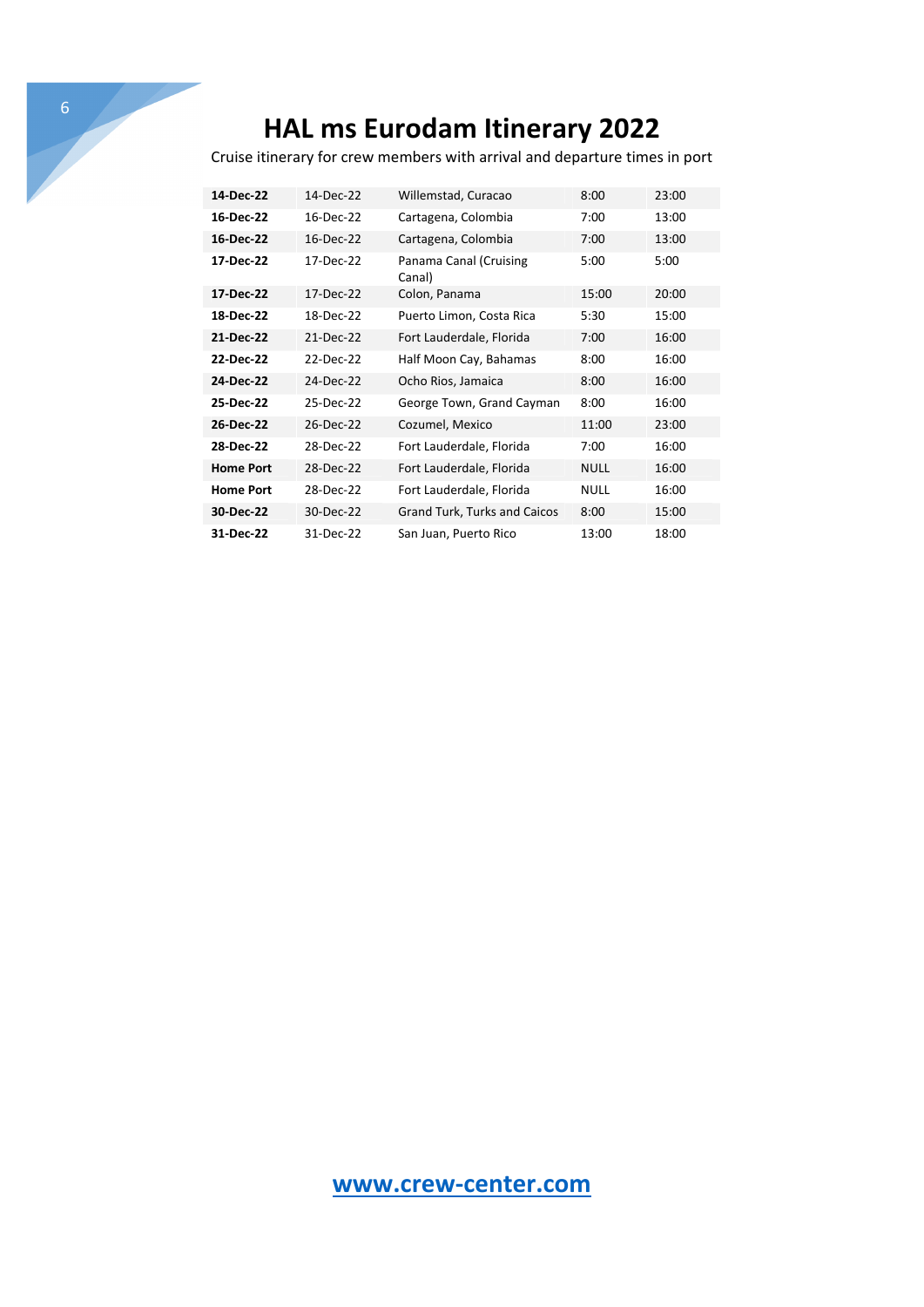# HAL ms Eurodam Itinerary 2022

Cruise itinerary for crew members with arrival and departure times in port

| | | | | |
|---|---|---|---|---|
| **14-Dec-22** | 14-Dec-22 | Willemstad, Curacao | 8:00 | 23:00 |
| **16-Dec-22** | 16-Dec-22 | Cartagena, Colombia | 7:00 | 13:00 |
| **16-Dec-22** | 16-Dec-22 | Cartagena, Colombia | 7:00 | 13:00 |
| **17-Dec-22** | 17-Dec-22 | Panama Canal (Cruising Canal) | 5:00 | 5:00 |
| **17-Dec-22** | 17-Dec-22 | Colon, Panama | 15:00 | 20:00 |
| **18-Dec-22** | 18-Dec-22 | Puerto Limon, Costa Rica | 5:30 | 15:00 |
| **21-Dec-22** | 21-Dec-22 | Fort Lauderdale, Florida | 7:00 | 16:00 |
| **22-Dec-22** | 22-Dec-22 | Half Moon Cay, Bahamas | 8:00 | 16:00 |
| **24-Dec-22** | 24-Dec-22 | Ocho Rios, Jamaica | 8:00 | 16:00 |
| **25-Dec-22** | 25-Dec-22 | George Town, Grand Cayman | 8:00 | 16:00 |
| **26-Dec-22** | 26-Dec-22 | Cozumel, Mexico | 11:00 | 23:00 |
| **28-Dec-22** | 28-Dec-22 | Fort Lauderdale, Florida | 7:00 | 16:00 |
| **Home Port** | 28-Dec-22 | Fort Lauderdale, Florida | NULL | 16:00 |
| **Home Port** | 28-Dec-22 | Fort Lauderdale, Florida | NULL | 16:00 |
| **30-Dec-22** | 30-Dec-22 | Grand Turk, Turks and Caicos | 8:00 | 15:00 |
| **31-Dec-22** | 31-Dec-22 | San Juan, Puerto Rico | 13:00 | 18:00 |

[www.crew-center.com](http://www.crew-center.com)